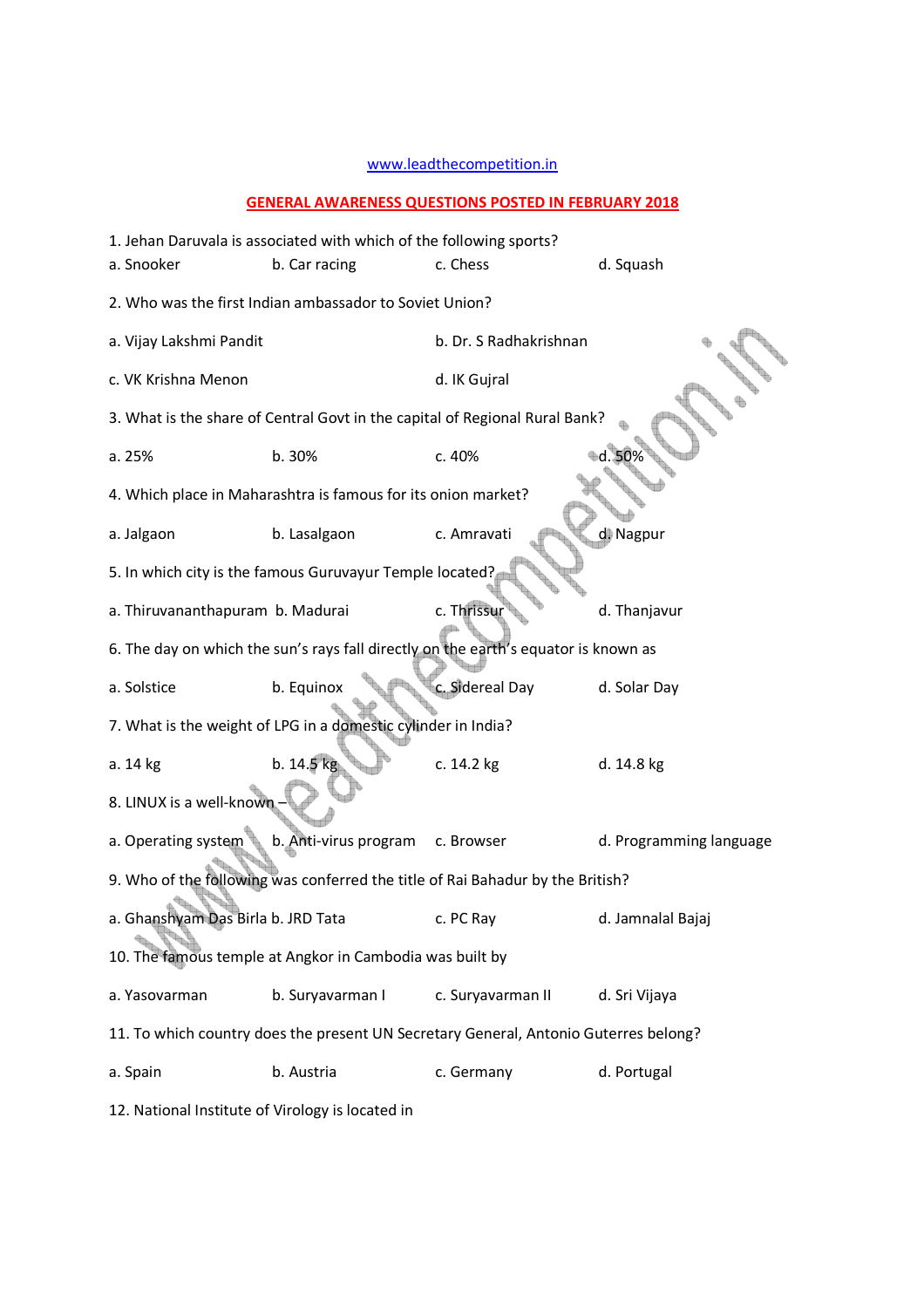www.leadthecompetition.in

## GENERAL AWARENESS QUESTIONS POSTED IN FEBRUARY 2018

1. Jehan Daruvala is associated with which of the following sports?

a. Snooker    b. Car racing    c. Chess    d. Squash

2. Who was the first Indian ambassador to Soviet Union?

a. Vijay Lakshmi Pandit    b. Dr. S Radhakrishnan

c. VK Krishna Menon    d. IK Gujral

3. What is the share of Central Govt in the capital of Regional Rural Bank?

a. 25%    b. 30%    c. 40%    d. 50%

4. Which place in Maharashtra is famous for its onion market?

a. Jalgaon    b. Lasalgaon    c. Amravati    d. Nagpur

5. In which city is the famous Guruvayur Temple located?

a. Thiruvananthapuram    b. Madurai    c. Thrissur    d. Thanjavur

6. The day on which the sun's rays fall directly on the earth's equator is known as

a. Solstice    b. Equinox    c. Sidereal Day    d. Solar Day

7. What is the weight of LPG in a domestic cylinder in India?

a. 14 kg    b. 14.5 kg    c. 14.2 kg    d. 14.8 kg

8. LINUX is a well-known –

a. Operating system    b. Anti-virus program    c. Browser    d. Programming language

9. Who of the following was conferred the title of Rai Bahadur by the British?

a. Ghanshyam Das Birla    b. JRD Tata    c. PC Ray    d. Jamnalal Bajaj

10. The famous temple at Angkor in Cambodia was built by

a. Yasovarman    b. Suryavarman I    c. Suryavarman II    d. Sri Vijaya

11. To which country does the present UN Secretary General, Antonio Guterres belong?

a. Spain    b. Austria    c. Germany    d. Portugal

12. National Institute of Virology is located in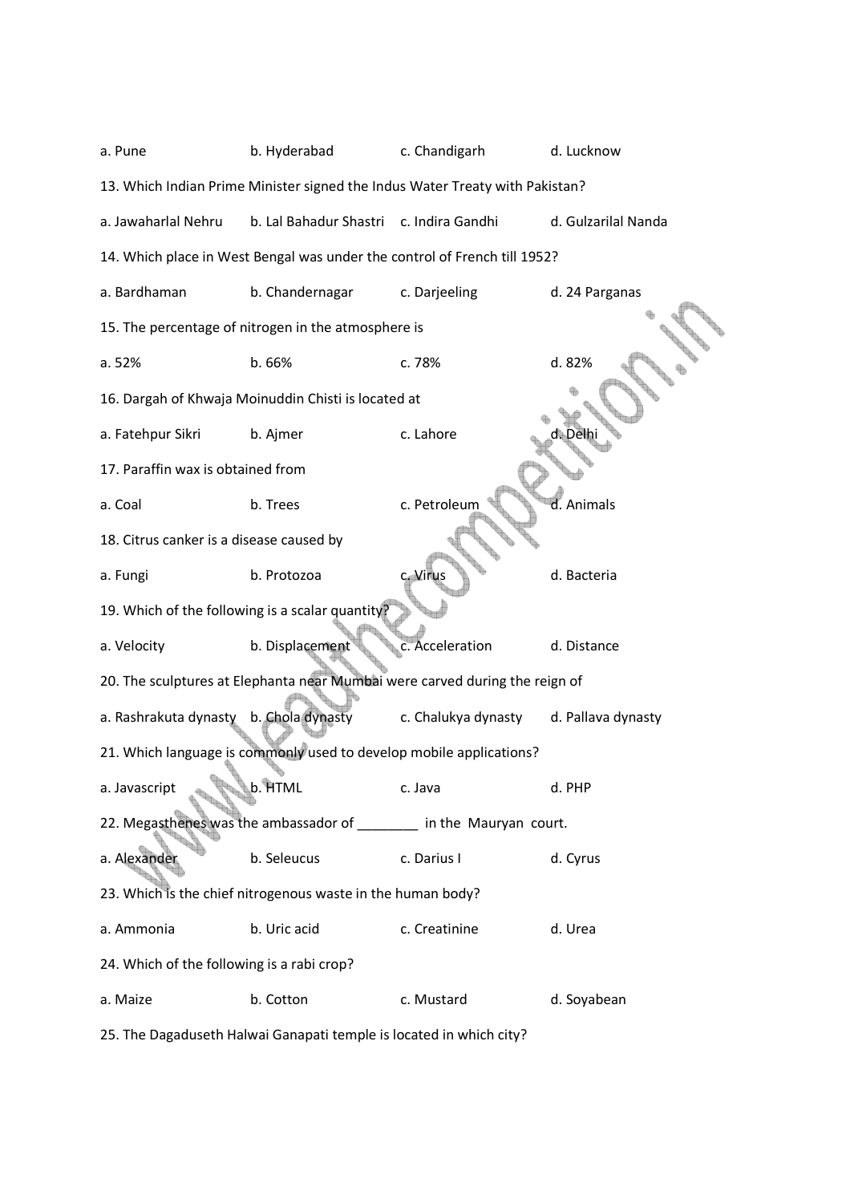a. Pune b. Hyderabad c. Chandigarh d. Lucknow

13. Which Indian Prime Minister signed the Indus Water Treaty with Pakistan?

a. Jawaharlal Nehru b. Lal Bahadur Shastri c. Indira Gandhi d. Gulzarilal Nanda

14. Which place in West Bengal was under the control of French till 1952?

a. Bardhaman b. Chandernagar c. Darjeeling d. 24 Parganas

15. The percentage of nitrogen in the atmosphere is

a. 52% b. 66% c. 78% d. 82%

16. Dargah of Khwaja Moinuddin Chisti is located at

a. Fatehpur Sikri b. Ajmer c. Lahore d. Delhi

17. Paraffin wax is obtained from

a. Coal b. Trees c. Petroleum d. Animals

18. Citrus canker is a disease caused by

a. Fungi b. Protozoa c. Virus d. Bacteria

19. Which of the following is a scalar quantity?

a. Velocity b. Displacement c. Acceleration d. Distance

20. The sculptures at Elephanta near Mumbai were carved during the reign of

a. Rashrakuta dynasty b. Chola dynasty c. Chalukya dynasty d. Pallava dynasty

21. Which language is commonly used to develop mobile applications?

a. Javascript b. HTML c. Java d. PHP

22. Megasthenes was the ambassador of ________ in the Mauryan court.

a. Alexander b. Seleucus c. Darius I d. Cyrus

23. Which is the chief nitrogenous waste in the human body?

a. Ammonia b. Uric acid c. Creatinine d. Urea

24. Which of the following is a rabi crop?

a. Maize b. Cotton c. Mustard d. Soyabean

25. The Dagaduseth Halwai Ganapati temple is located in which city?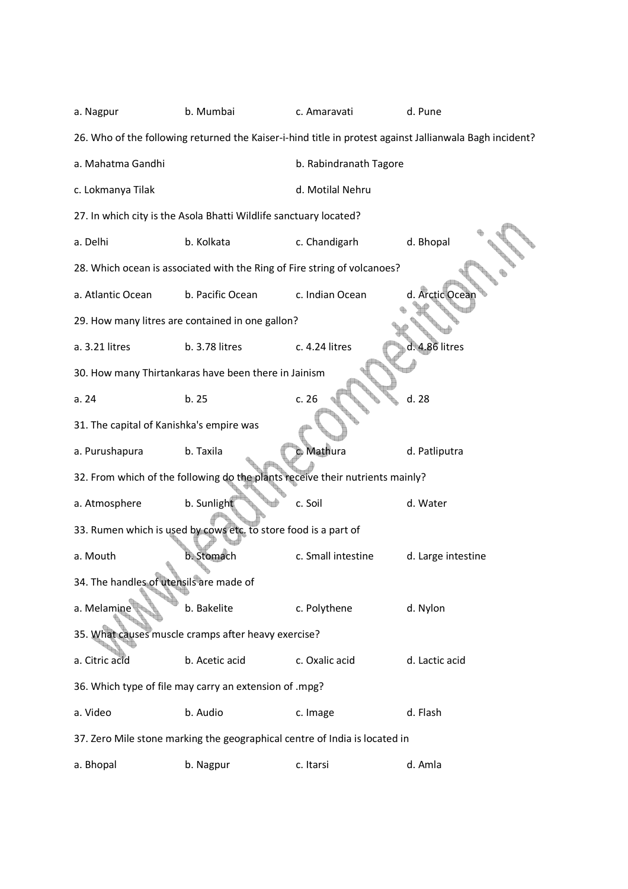a. Nagpur b. Mumbai c. Amaravati d. Pune

26. Who of the following returned the Kaiser-i-hind title in protest against Jallianwala Bagh incident?

a. Mahatma Gandhi b. Rabindranath Tagore

c. Lokmanya Tilak d. Motilal Nehru

27. In which city is the Asola Bhatti Wildlife sanctuary located?

a. Delhi b. Kolkata c. Chandigarh d. Bhopal

28. Which ocean is associated with the Ring of Fire string of volcanoes?

a. Atlantic Ocean b. Pacific Ocean c. Indian Ocean d. Arctic Ocean

29. How many litres are contained in one gallon?

a. 3.21 litres b. 3.78 litres c. 4.24 litres d. 4.86 litres

30. How many Thirtankaras have been there in Jainism

a. 24 b. 25 c. 26 d. 28

31. The capital of Kanishka's empire was

a. Purushapura b. Taxila c. Mathura d. Patliputra

32. From which of the following do the plants receive their nutrients mainly?

a. Atmosphere b. Sunlight c. Soil d. Water

33. Rumen which is used by cows etc. to store food is a part of

a. Mouth b. Stomach c. Small intestine d. Large intestine

34. The handles of utensils are made of

a. Melamine b. Bakelite c. Polythene d. Nylon

35. What causes muscle cramps after heavy exercise?

a. Citric acid b. Acetic acid c. Oxalic acid d. Lactic acid

36. Which type of file may carry an extension of .mpg?

a. Video b. Audio c. Image d. Flash

37. Zero Mile stone marking the geographical centre of India is located in

a. Bhopal b. Nagpur c. Itarsi d. Amla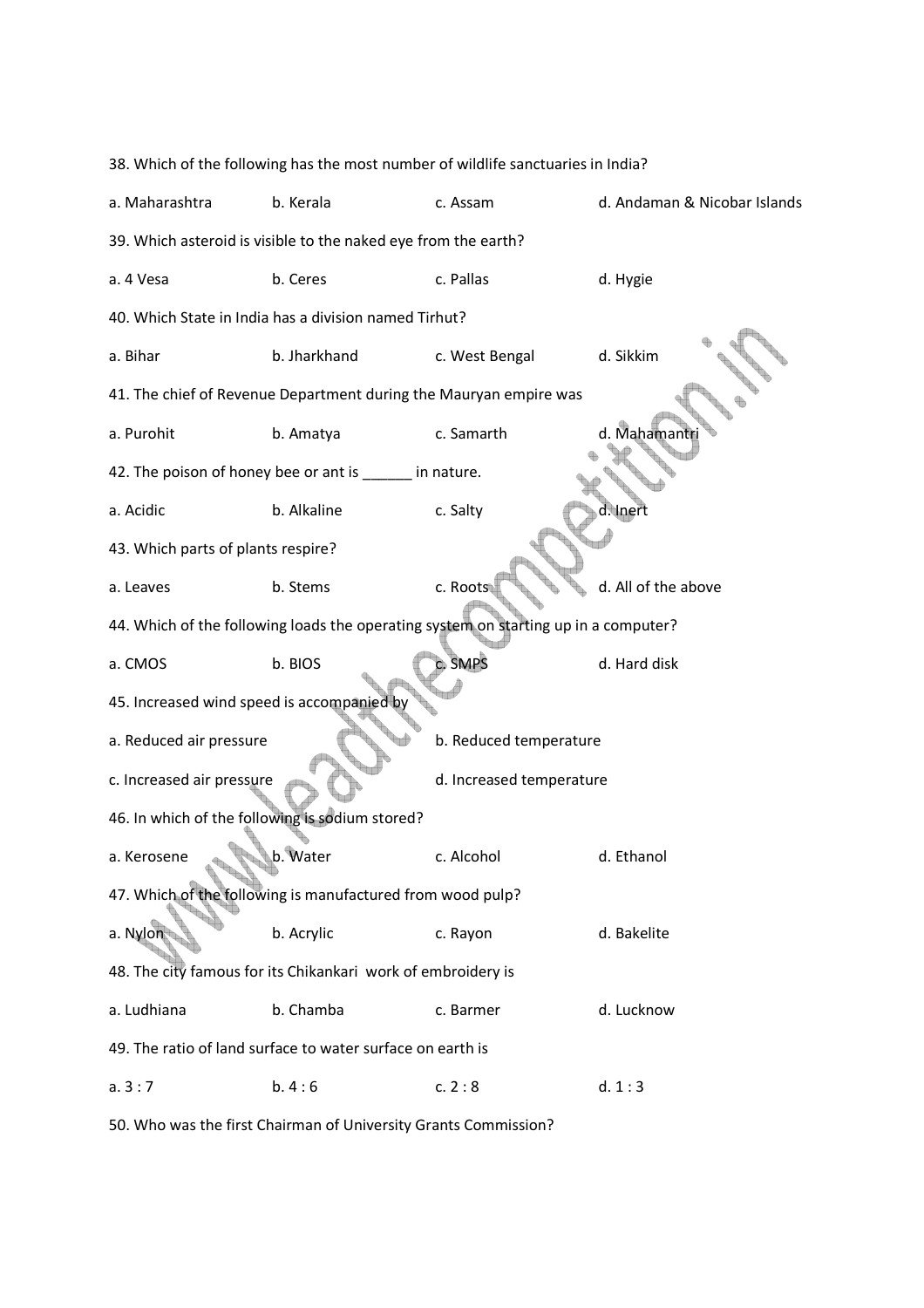38. Which of the following has the most number of wildlife sanctuaries in India?

a. Maharashtra b. Kerala c. Assam d. Andaman & Nicobar Islands

39. Which asteroid is visible to the naked eye from the earth?

a. 4 Vesa b. Ceres c. Pallas d. Hygie

40. Which State in India has a division named Tirhut?

a. Bihar b. Jharkhand c. West Bengal d. Sikkim

41. The chief of Revenue Department during the Mauryan empire was

a. Purohit b. Amatya c. Samarth d. Mahamantri

42. The poison of honey bee or ant is ______ in nature.

a. Acidic b. Alkaline c. Salty d. Inert

43. Which parts of plants respire?

a. Leaves b. Stems c. Roots d. All of the above

44. Which of the following loads the operating system on starting up in a computer?

a. CMOS b. BIOS c. SMPS d. Hard disk

45. Increased wind speed is accompanied by

a. Reduced air pressure b. Reduced temperature

c. Increased air pressure d. Increased temperature

46. In which of the following is sodium stored?

a. Kerosene b. Water c. Alcohol d. Ethanol

47. Which of the following is manufactured from wood pulp?

a. Nylon b. Acrylic c. Rayon d. Bakelite

48. The city famous for its Chikankari work of embroidery is

a. Ludhiana b. Chamba c. Barmer d. Lucknow

49. The ratio of land surface to water surface on earth is

a. 3 : 7 b. 4 : 6 c. 2 : 8 d. 1 : 3

50. Who was the first Chairman of University Grants Commission?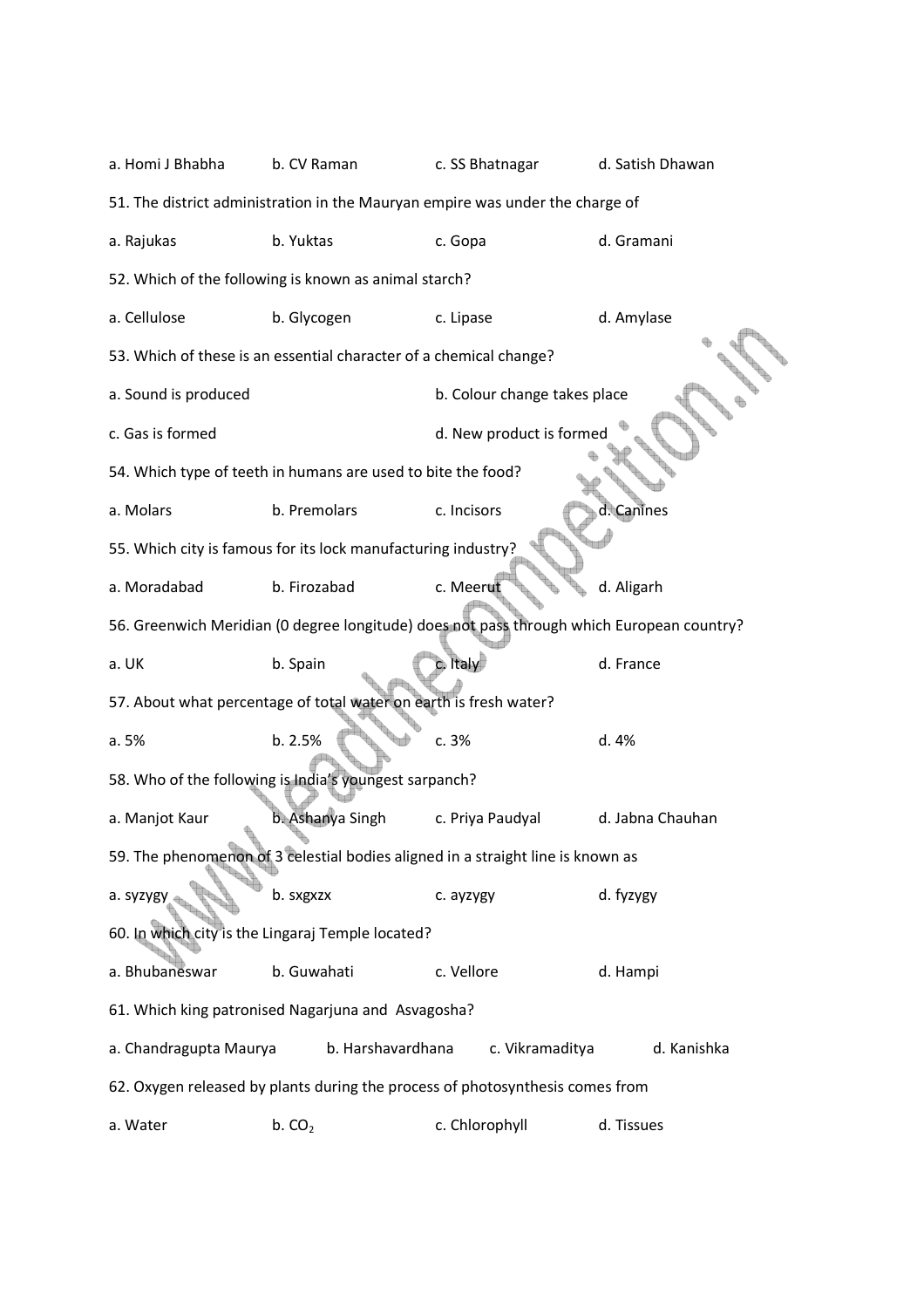a. Homi J Bhabha b. CV Raman c. SS Bhatnagar d. Satish Dhawan

51. The district administration in the Mauryan empire was under the charge of

a. Rajukas b. Yuktas c. Gopa d. Gramani

52. Which of the following is known as animal starch?

a. Cellulose b. Glycogen c. Lipase d. Amylase

53. Which of these is an essential character of a chemical change?

a. Sound is produced b. Colour change takes place

c. Gas is formed d. New product is formed

54. Which type of teeth in humans are used to bite the food?

a. Molars b. Premolars c. Incisors d. Canines

55. Which city is famous for its lock manufacturing industry?

a. Moradabad b. Firozabad c. Meerut d. Aligarh

56. Greenwich Meridian (0 degree longitude) does not pass through which European country?

a. UK b. Spain c. Italy d. France

57. About what percentage of total water on earth is fresh water?

a. 5% b. 2.5% c. 3% d. 4%

58. Who of the following is India's youngest sarpanch?

a. Manjot Kaur b. Ashanya Singh c. Priya Paudyal d. Jabna Chauhan

59. The phenomenon of 3 celestial bodies aligned in a straight line is known as

a. syzygy b. sxgxzx c. ayzygy d. fyzygy

60. In which city is the Lingaraj Temple located?

a. Bhubaneswar b. Guwahati c. Vellore d. Hampi

61. Which king patronised Nagarjuna and Asvagosha?

a. Chandragupta Maurya b. Harshavardhana c. Vikramaditya d. Kanishka

62. Oxygen released by plants during the process of photosynthesis comes from

a. Water b. $CO_2$ c. Chlorophyll d. Tissues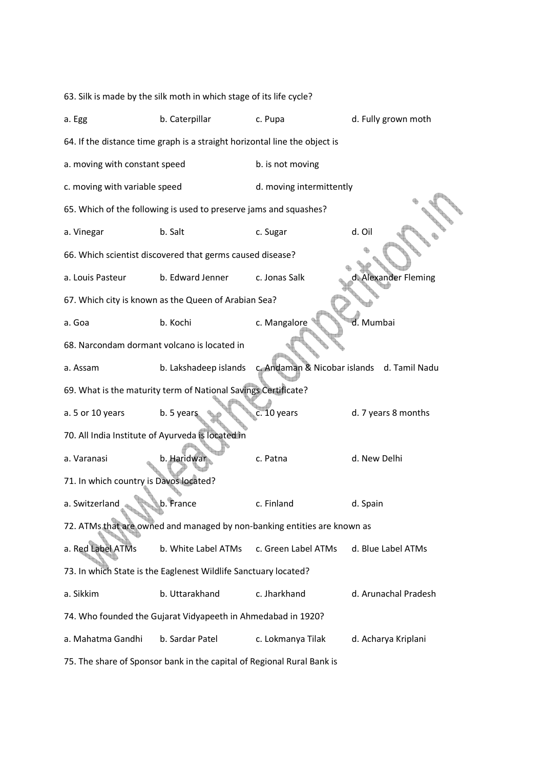63. Silk is made by the silk moth in which stage of its life cycle?

a. Egg b. Caterpillar c. Pupa d. Fully grown moth

64. If the distance time graph is a straight horizontal line the object is

a. moving with constant speed b. is not moving

c. moving with variable speed d. moving intermittently

65. Which of the following is used to preserve jams and squashes?

a. Vinegar b. Salt c. Sugar d. Oil

66. Which scientist discovered that germs caused disease?

a. Louis Pasteur b. Edward Jenner c. Jonas Salk d. Alexander Fleming

67. Which city is known as the Queen of Arabian Sea?

a. Goa b. Kochi c. Mangalore d. Mumbai

68. Narcondam dormant volcano is located in

a. Assam b. Lakshadeep islands c. Andaman & Nicobar islands d. Tamil Nadu

69. What is the maturity term of National Savings Certificate?

a. 5 or 10 years b. 5 years c. 10 years d. 7 years 8 months

70. All India Institute of Ayurveda is located in

a. Varanasi b. Haridwar c. Patna d. New Delhi

71. In which country is Davos located?

a. Switzerland b. France c. Finland d. Spain

72. ATMs that are owned and managed by non-banking entities are known as

a. Red Label ATMs b. White Label ATMs c. Green Label ATMs d. Blue Label ATMs

73. In which State is the Eaglenest Wildlife Sanctuary located?

a. Sikkim b. Uttarakhand c. Jharkhand d. Arunachal Pradesh

74. Who founded the Gujarat Vidyapeeth in Ahmedabad in 1920?

a. Mahatma Gandhi b. Sardar Patel c. Lokmanya Tilak d. Acharya Kriplani

75. The share of Sponsor bank in the capital of Regional Rural Bank is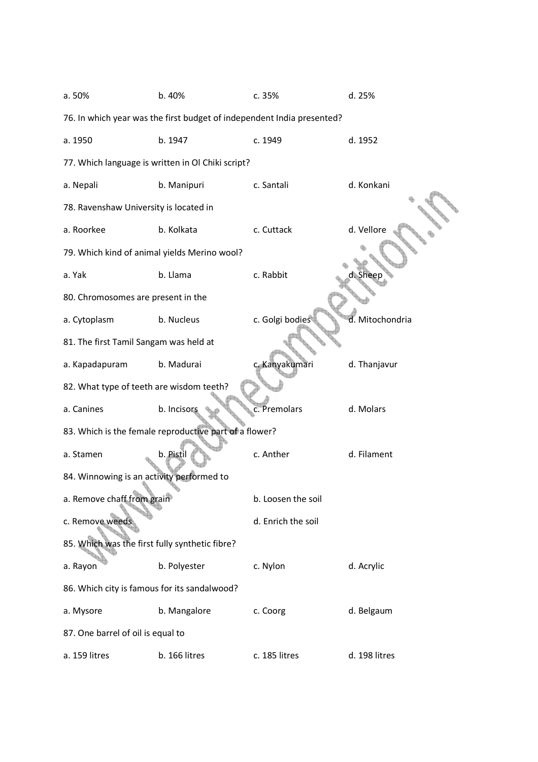a. 50% b. 40% c. 35% d. 25%

76. In which year was the first budget of independent India presented?

a. 1950 b. 1947 c. 1949 d. 1952

77. Which language is written in Ol Chiki script?

a. Nepali b. Manipuri c. Santali d. Konkani

78. Ravenshaw University is located in

a. Roorkee b. Kolkata c. Cuttack d. Vellore

79. Which kind of animal yields Merino wool?

a. Yak b. Llama c. Rabbit d. Sheep

80. Chromosomes are present in the

a. Cytoplasm b. Nucleus c. Golgi bodies d. Mitochondria

81. The first Tamil Sangam was held at

a. Kapadapuram b. Madurai c. Kanyakumari d. Thanjavur

82. What type of teeth are wisdom teeth?

a. Canines b. Incisors c. Premolars d. Molars

83. Which is the female reproductive part of a flower?

a. Stamen b. Pistil c. Anther d. Filament

84. Winnowing is an activity performed to

a. Remove chaff from grain b. Loosen the soil

c. Remove weeds d. Enrich the soil

85. Which was the first fully synthetic fibre?

a. Rayon b. Polyester c. Nylon d. Acrylic

86. Which city is famous for its sandalwood?

a. Mysore b. Mangalore c. Coorg d. Belgaum

87. One barrel of oil is equal to

a. 159 litres b. 166 litres c. 185 litres d. 198 litres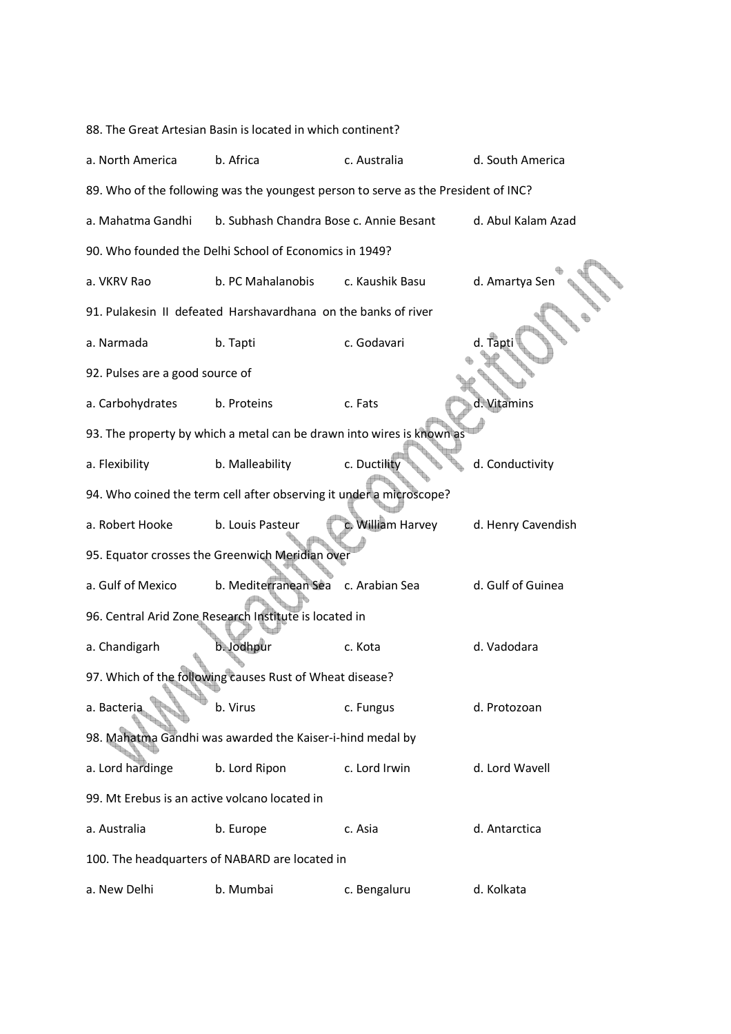88. The Great Artesian Basin is located in which continent?

a. North America b. Africa c. Australia d. South America

89. Who of the following was the youngest person to serve as the President of INC?

a. Mahatma Gandhi b. Subhash Chandra Bose c. Annie Besant d. Abul Kalam Azad

90. Who founded the Delhi School of Economics in 1949?

a. VKRV Rao b. PC Mahalanobis c. Kaushik Basu d. Amartya Sen

91. Pulakesin II defeated Harshavardhana on the banks of river

a. Narmada b. Tapti c. Godavari d. Tapti

92. Pulses are a good source of

a. Carbohydrates b. Proteins c. Fats d. Vitamins

93. The property by which a metal can be drawn into wires is known as

a. Flexibility b. Malleability c. Ductility d. Conductivity

94. Who coined the term cell after observing it under a microscope?

a. Robert Hooke b. Louis Pasteur c. William Harvey d. Henry Cavendish

95. Equator crosses the Greenwich Meridian over

a. Gulf of Mexico b. Mediterranean Sea c. Arabian Sea d. Gulf of Guinea

96. Central Arid Zone Research Institute is located in

a. Chandigarh b. Jodhpur c. Kota d. Vadodara

97. Which of the following causes Rust of Wheat disease?

a. Bacteria b. Virus c. Fungus d. Protozoan

98. Mahatma Gandhi was awarded the Kaiser-i-hind medal by

a. Lord hardinge b. Lord Ripon c. Lord Irwin d. Lord Wavell

99. Mt Erebus is an active volcano located in

a. Australia b. Europe c. Asia d. Antarctica

100. The headquarters of NABARD are located in

a. New Delhi b. Mumbai c. Bengaluru d. Kolkata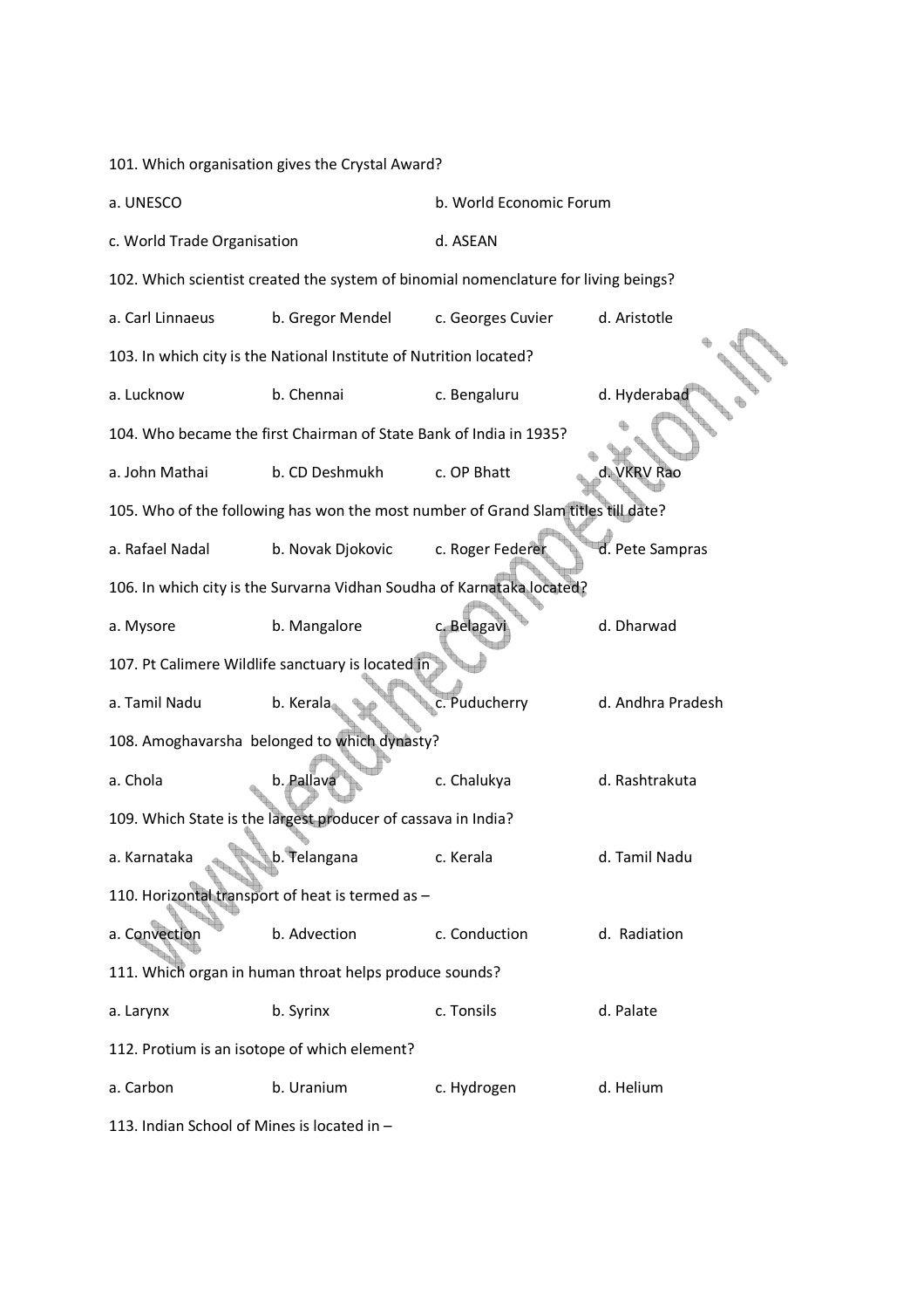101. Which organisation gives the Crystal Award?

a. UNESCO

b. World Economic Forum

c. World Trade Organisation

d. ASEAN

102. Which scientist created the system of binomial nomenclature for living beings?

a. Carl Linnaeus b. Gregor Mendel c. Georges Cuvier d. Aristotle

103. In which city is the National Institute of Nutrition located?

a. Lucknow b. Chennai c. Bengaluru d. Hyderabad

104. Who became the first Chairman of State Bank of India in 1935?

a. John Mathai b. CD Deshmukh c. OP Bhatt d. VKRV Rao

105. Who of the following has won the most number of Grand Slam titles till date?

a. Rafael Nadal b. Novak Djokovic c. Roger Federer d. Pete Sampras

106. In which city is the Survarna Vidhan Soudha of Karnataka located?

a. Mysore b. Mangalore c. Belagavi d. Dharwad

107. Pt Calimere Wildlife sanctuary is located in

a. Tamil Nadu b. Kerala c. Puducherry d. Andhra Pradesh

108. Amoghavarsha belonged to which dynasty?

a. Chola b. Pallava c. Chalukya d. Rashtrakuta

109. Which State is the largest producer of cassava in India?

a. Karnataka b. Telangana c. Kerala d. Tamil Nadu

110. Horizontal transport of heat is termed as –

a. Convection b. Advection c. Conduction d. Radiation

111. Which organ in human throat helps produce sounds?

a. Larynx b. Syrinx c. Tonsils d. Palate

112. Protium is an isotope of which element?

a. Carbon b. Uranium c. Hydrogen d. Helium

113. Indian School of Mines is located in –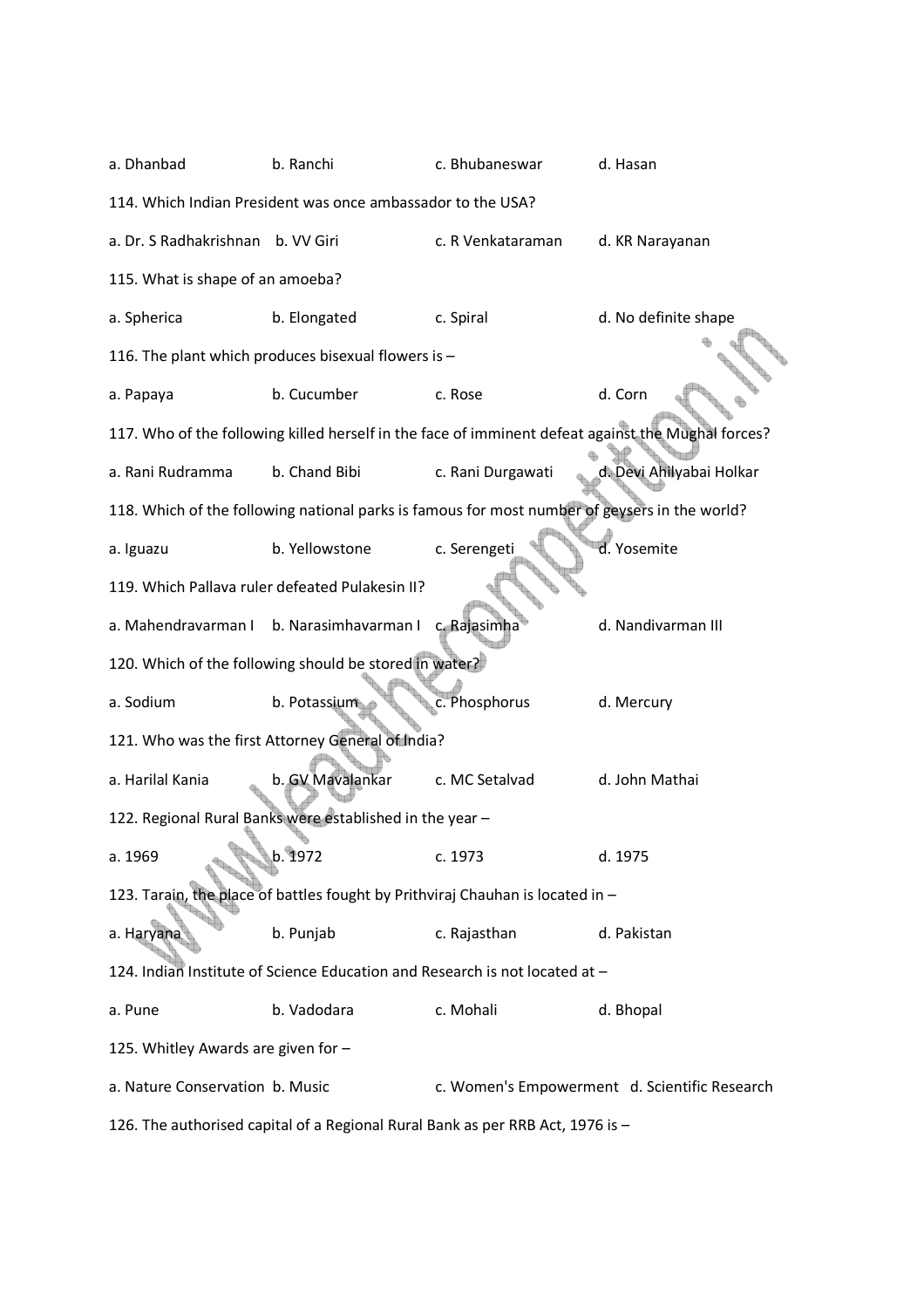a. Dhanbad b. Ranchi c. Bhubaneswar d. Hasan

114. Which Indian President was once ambassador to the USA?

a. Dr. S Radhakrishnan b. VV Giri c. R Venkataraman d. KR Narayanan

115. What is shape of an amoeba?

a. Spherica b. Elongated c. Spiral d. No definite shape

116. The plant which produces bisexual flowers is –

a. Papaya b. Cucumber c. Rose d. Corn

117. Who of the following killed herself in the face of imminent defeat against the Mughal forces?

a. Rani Rudramma b. Chand Bibi c. Rani Durgawati d. Devi Ahilyabai Holkar

118. Which of the following national parks is famous for most number of geysers in the world?

a. Iguazu b. Yellowstone c. Serengeti d. Yosemite

119. Which Pallava ruler defeated Pulakesin II?

a. Mahendravarman I b. Narasimhavarman I c. Rajasimha d. Nandivarman III

120. Which of the following should be stored in water?

a. Sodium b. Potassium c. Phosphorus d. Mercury

121. Who was the first Attorney General of India?

a. Harilal Kania b. GV Mavalankar c. MC Setalvad d. John Mathai

122. Regional Rural Banks were established in the year –

a. 1969 b. 1972 c. 1973 d. 1975

123. Tarain, the place of battles fought by Prithviraj Chauhan is located in –

a. Haryana b. Punjab c. Rajasthan d. Pakistan

124. Indian Institute of Science Education and Research is not located at –

a. Pune b. Vadodara c. Mohali d. Bhopal

125. Whitley Awards are given for –

a. Nature Conservation b. Music c. Women's Empowerment d. Scientific Research

126. The authorised capital of a Regional Rural Bank as per RRB Act, 1976 is –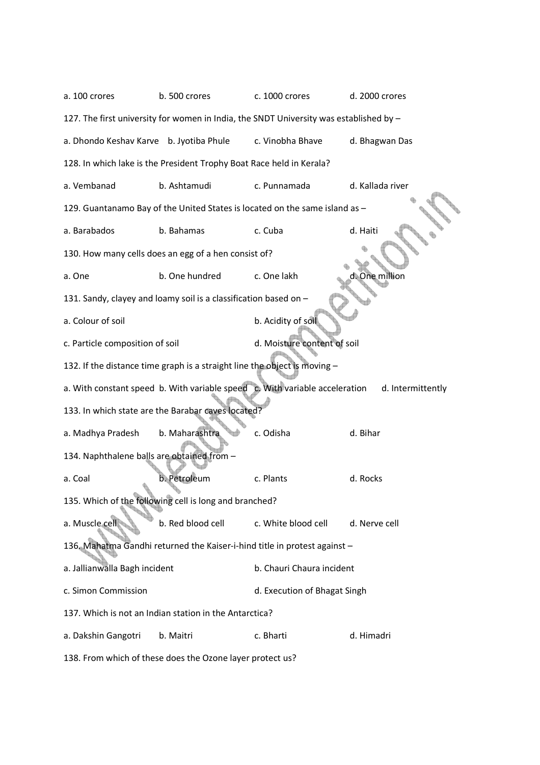a. 100 crores b. 500 crores c. 1000 crores d. 2000 crores

127. The first university for women in India, the SNDT University was established by –

a. Dhondo Keshav Karve b. Jyotiba Phule c. Vinobha Bhave d. Bhagwan Das

128. In which lake is the President Trophy Boat Race held in Kerala?

a. Vembanad b. Ashtamudi c. Punnamada d. Kallada river

129. Guantanamo Bay of the United States is located on the same island as –

a. Barabados b. Bahamas c. Cuba d. Haiti

130. How many cells does an egg of a hen consist of?

a. One b. One hundred c. One lakh d. One million

131. Sandy, clayey and loamy soil is a classification based on –

a. Colour of soil b. Acidity of soil

c. Particle composition of soil d. Moisture content of soil

132. If the distance time graph is a straight line the object is moving –

a. With constant speed b. With variable speed c. With variable acceleration d. Intermittently

133. In which state are the Barabar caves located?

a. Madhya Pradesh b. Maharashtra c. Odisha d. Bihar

134. Naphthalene balls are obtained from –

a. Coal b. Petroleum c. Plants d. Rocks

135. Which of the following cell is long and branched?

a. Muscle cell b. Red blood cell c. White blood cell d. Nerve cell

136. Mahatma Gandhi returned the Kaiser-i-hind title in protest against –

a. Jallianwalla Bagh incident b. Chauri Chaura incident

c. Simon Commission d. Execution of Bhagat Singh

137. Which is not an Indian station in the Antarctica?

a. Dakshin Gangotri b. Maitri c. Bharti d. Himadri

138. From which of these does the Ozone layer protect us?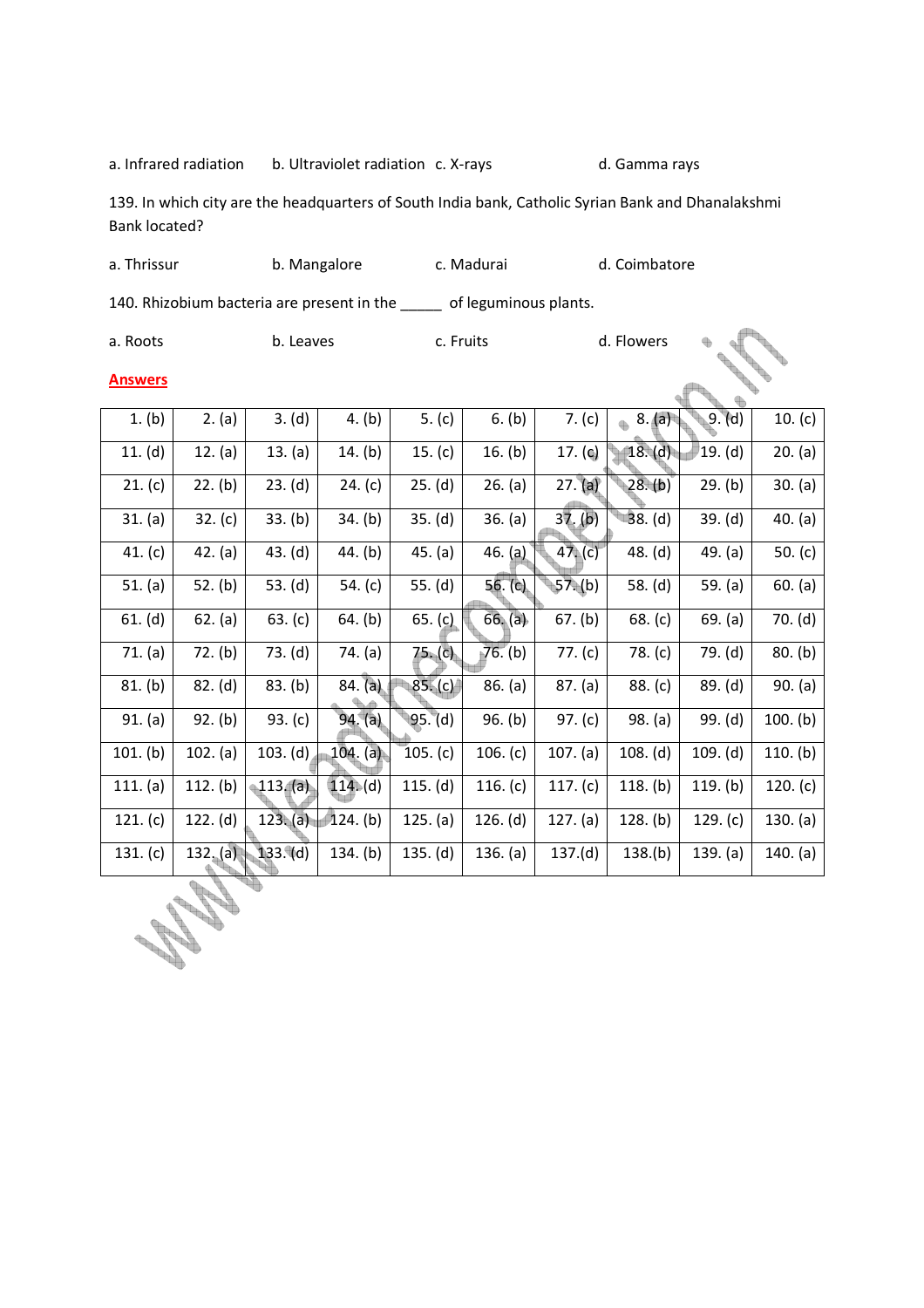a. Infrared radiation b. Ultraviolet radiation c. X-rays d. Gamma rays

139. In which city are the headquarters of South India bank, Catholic Syrian Bank and Dhanalakshmi Bank located?

a. Thrissur b. Mangalore c. Madurai d. Coimbatore

140. Rhizobium bacteria are present in the _____ of leguminous plants.

a. Roots b. Leaves c. Fruits d. Flowers

**Answers**

| | | | | | | | | | |
|---|---|---|---|---|---|---|---|---|---|
| 1. (b) | 2. (a) | 3. (d) | 4. (b) | 5. (c) | 6. (b) | 7. (c) | 8. (a) | 9. (d) | 10. (c) |
| 11. (d) | 12. (a) | 13. (a) | 14. (b) | 15. (c) | 16. (b) | 17. (c) | 18. (d) | 19. (d) | 20. (a) |
| 21. (c) | 22. (b) | 23. (d) | 24. (c) | 25. (d) | 26. (a) | 27. (a) | 28. (b) | 29. (b) | 30. (a) |
| 31. (a) | 32. (c) | 33. (b) | 34. (b) | 35. (d) | 36. (a) | 37. (b) | 38. (d) | 39. (d) | 40. (a) |
| 41. (c) | 42. (a) | 43. (d) | 44. (b) | 45. (a) | 46. (a) | 47. (c) | 48. (d) | 49. (a) | 50. (c) |
| 51. (a) | 52. (b) | 53. (d) | 54. (c) | 55. (d) | 56. (c) | 57. (b) | 58. (d) | 59. (a) | 60. (a) |
| 61. (d) | 62. (a) | 63. (c) | 64. (b) | 65. (c) | 66. (a) | 67. (b) | 68. (c) | 69. (a) | 70. (d) |
| 71. (a) | 72. (b) | 73. (d) | 74. (a) | 75. (c) | 76. (b) | 77. (c) | 78. (c) | 79. (d) | 80. (b) |
| 81. (b) | 82. (d) | 83. (b) | 84. (a) | 85. (c) | 86. (a) | 87. (a) | 88. (c) | 89. (d) | 90. (a) |
| 91. (a) | 92. (b) | 93. (c) | 94. (a) | 95. (d) | 96. (b) | 97. (c) | 98. (a) | 99. (d) | 100. (b) |
| 101. (b) | 102. (a) | 103. (d) | 104. (a) | 105. (c) | 106. (c) | 107. (a) | 108. (d) | 109. (d) | 110. (b) |
| 111. (a) | 112. (b) | 113. (a) | 114. (d) | 115. (d) | 116. (c) | 117. (c) | 118. (b) | 119. (b) | 120. (c) |
| 121. (c) | 122. (d) | 123. (a) | 124. (b) | 125. (a) | 126. (d) | 127. (a) | 128. (b) | 129. (c) | 130. (a) |
| 131. (c) | 132. (a) | 133. (d) | 134. (b) | 135. (d) | 136. (a) | 137.(d) | 138.(b) | 139. (a) | 140. (a) |